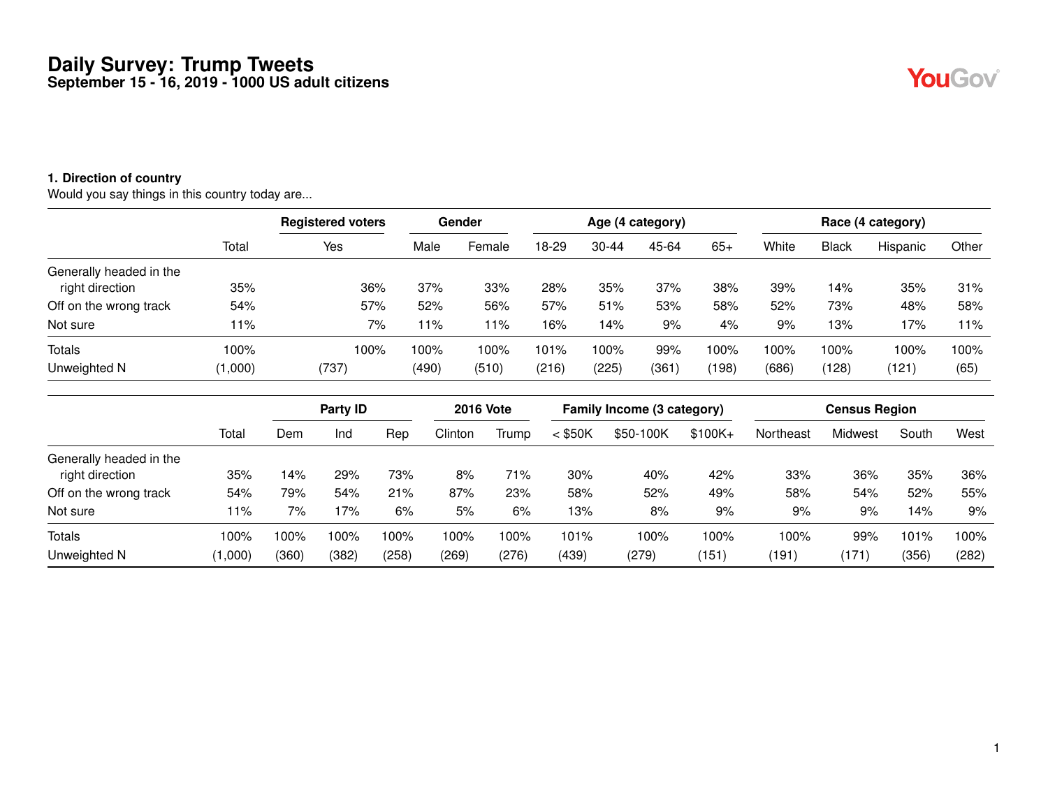# Daily Survey: Trump Tweets

## September 15 - 16, 2019 - 1000 US adult citizens

### 1. Direction of country

Would you say things in this country today are...

| | Total | Registered voters | Gender | | Age (4 category) | | | | Race (4 category) | | | |
|---|---|---|---|---|---|---|---|---|---|---|---|---|
| | | Yes | Male | Female | 18-29 | 30-44 | 45-64 | 65+ | White | Black | Hispanic | Other |
| Generally headed in the right direction | 35% | 36% | 37% | 33% | 28% | 35% | 37% | 38% | 39% | 14% | 35% | 31% |
| Off on the wrong track | 54% | 57% | 52% | 56% | 57% | 51% | 53% | 58% | 52% | 73% | 48% | 58% |
| Not sure | 11% | 7% | 11% | 11% | 16% | 14% | 9% | 4% | 9% | 13% | 17% | 11% |
| Totals | 100% | 100% | 100% | 100% | 101% | 100% | 99% | 100% | 100% | 100% | 100% | 100% |
| Unweighted N | (1,000) | (737) | (490) | (510) | (216) | (225) | (361) | (198) | (686) | (128) | (121) | (65) |

| | Total | Party ID | | | 2016 Vote | | Family Income (3 category) | | | Census Region | | | |
|---|---|---|---|---|---|---|---|---|---|---|---|---|---|
| | | Dem | Ind | Rep | Clinton | Trump | < $50K | $50-100K | $100K+ | Northeast | Midwest | South | West |
| Generally headed in the right direction | 35% | 14% | 29% | 73% | 8% | 71% | 30% | 40% | 42% | 33% | 36% | 35% | 36% |
| Off on the wrong track | 54% | 79% | 54% | 21% | 87% | 23% | 58% | 52% | 49% | 58% | 54% | 52% | 55% |
| Not sure | 11% | 7% | 17% | 6% | 5% | 6% | 13% | 8% | 9% | 9% | 9% | 14% | 9% |
| Totals | 100% | 100% | 100% | 100% | 100% | 100% | 101% | 100% | 100% | 100% | 99% | 101% | 100% |
| Unweighted N | (1,000) | (360) | (382) | (258) | (269) | (276) | (439) | (279) | (151) | (191) | (171) | (356) | (282) |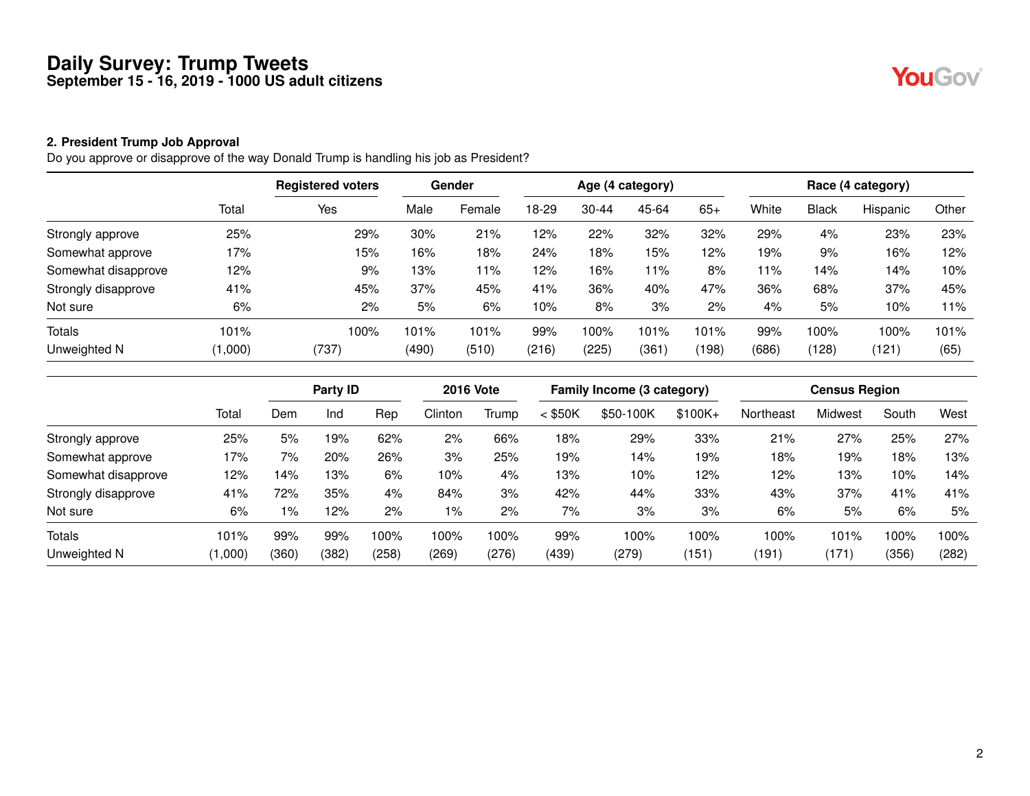# Daily Survey: Trump Tweets

## September 15 - 16, 2019 - 1000 US adult citizens

### 2. President Trump Job Approval

Do you approve or disapprove of the way Donald Trump is handling his job as President?

| | | Registered voters | Gender | | Age (4 category) | | | | Race (4 category) | | | |
|---|---|---|---|---|---|---|---|---|---|---|---|---|
| | Total | Yes | Male | Female | 18-29 | 30-44 | 45-64 | 65+ | White | Black | Hispanic | Other |
| Strongly approve | 25% | 29% | 30% | 21% | 12% | 22% | 32% | 32% | 29% | 4% | 23% | 23% |
| Somewhat approve | 17% | 15% | 16% | 18% | 24% | 18% | 15% | 12% | 19% | 9% | 16% | 12% |
| Somewhat disapprove | 12% | 9% | 13% | 11% | 12% | 16% | 11% | 8% | 11% | 14% | 14% | 10% |
| Strongly disapprove | 41% | 45% | 37% | 45% | 41% | 36% | 40% | 47% | 36% | 68% | 37% | 45% |
| Not sure | 6% | 2% | 5% | 6% | 10% | 8% | 3% | 2% | 4% | 5% | 10% | 11% |
| Totals | 101% | 100% | 101% | 101% | 99% | 100% | 101% | 101% | 99% | 100% | 100% | 101% |
| Unweighted N | (1,000) | (737) | (490) | (510) | (216) | (225) | (361) | (198) | (686) | (128) | (121) | (65) |

| | | Party ID | | | 2016 Vote | | Family Income (3 category) | | | Census Region | | | |
|---|---|---|---|---|---|---|---|---|---|---|---|---|---|
| | Total | Dem | Ind | Rep | Clinton | Trump | < $50K | $50-100K | $100K+ | Northeast | Midwest | South | West |
| Strongly approve | 25% | 5% | 19% | 62% | 2% | 66% | 18% | 29% | 33% | 21% | 27% | 25% | 27% |
| Somewhat approve | 17% | 7% | 20% | 26% | 3% | 25% | 19% | 14% | 19% | 18% | 19% | 18% | 13% |
| Somewhat disapprove | 12% | 14% | 13% | 6% | 10% | 4% | 13% | 10% | 12% | 12% | 13% | 10% | 14% |
| Strongly disapprove | 41% | 72% | 35% | 4% | 84% | 3% | 42% | 44% | 33% | 43% | 37% | 41% | 41% |
| Not sure | 6% | 1% | 12% | 2% | 1% | 2% | 7% | 3% | 3% | 6% | 5% | 6% | 5% |
| Totals | 101% | 99% | 99% | 100% | 100% | 100% | 99% | 100% | 100% | 100% | 101% | 100% | 100% |
| Unweighted N | (1,000) | (360) | (382) | (258) | (269) | (276) | (439) | (279) | (151) | (191) | (171) | (356) | (282) |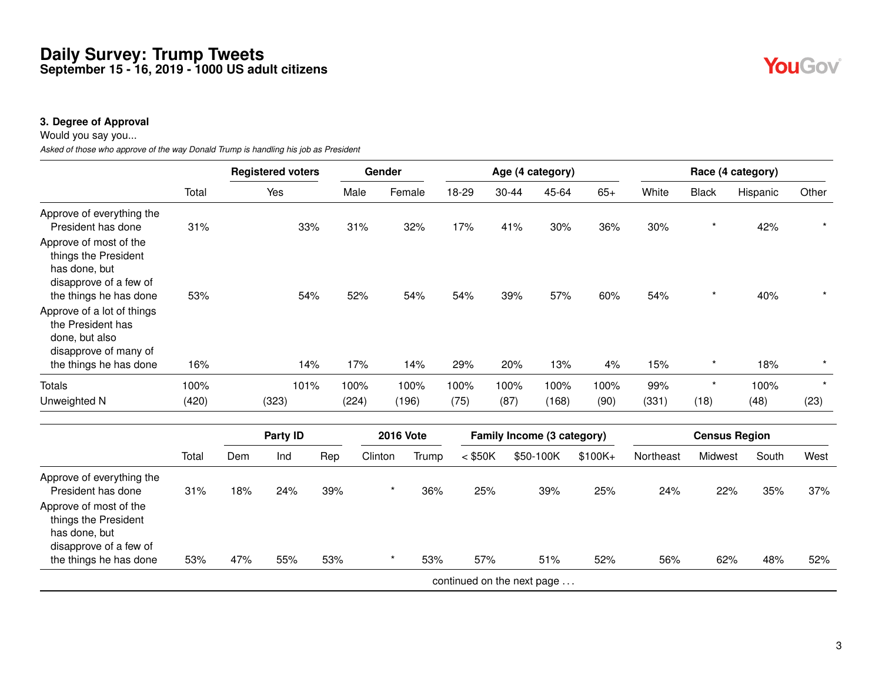# Daily Survey: Trump Tweets

## September 15 - 16, 2019 - 1000 US adult citizens

### 3. Degree of Approval

Would you say you...

*Asked of those who approve of the way Donald Trump is handling his job as President*

| | | Registered voters | Gender | | Age (4 category) | | | | Race (4 category) | | | |
|---|---|---|---|---|---|---|---|---|---|---|---|---|
| | Total | Yes | Male | Female | 18-29 | 30-44 | 45-64 | 65+ | White | Black | Hispanic | Other |
| Approve of everything the President has done | 31% | 33% | 31% | 32% | 17% | 41% | 30% | 36% | 30% | * | 42% | * |
| Approve of most of the things the President has done, but disapprove of a few of the things he has done | 53% | 54% | 52% | 54% | 54% | 39% | 57% | 60% | 54% | * | 40% | * |
| Approve of a lot of things the President has done, but also disapprove of many of the things he has done | 16% | 14% | 17% | 14% | 29% | 20% | 13% | 4% | 15% | * | 18% | * |
| Totals | 100% | 101% | 100% | 100% | 100% | 100% | 100% | 100% | 99% | * | 100% | * |
| Unweighted N | (420) | (323) | (224) | (196) | (75) | (87) | (168) | (90) | (331) | (18) | (48) | (23) |

| | | Party ID | | | 2016 Vote | | Family Income (3 category) | | | Census Region | | | |
|---|---|---|---|---|---|---|---|---|---|---|---|---|---|
| | Total | Dem | Ind | Rep | Clinton | Trump | < $50K | $50-100K | $100K+ | Northeast | Midwest | South | West |
| Approve of everything the President has done | 31% | 18% | 24% | 39% | * | 36% | 25% | 39% | 25% | 24% | 22% | 35% | 37% |
| Approve of most of the things the President has done, but disapprove of a few of the things he has done | 53% | 47% | 55% | 53% | * | 53% | 57% | 51% | 52% | 56% | 62% | 48% | 52% |

continued on the next page . . .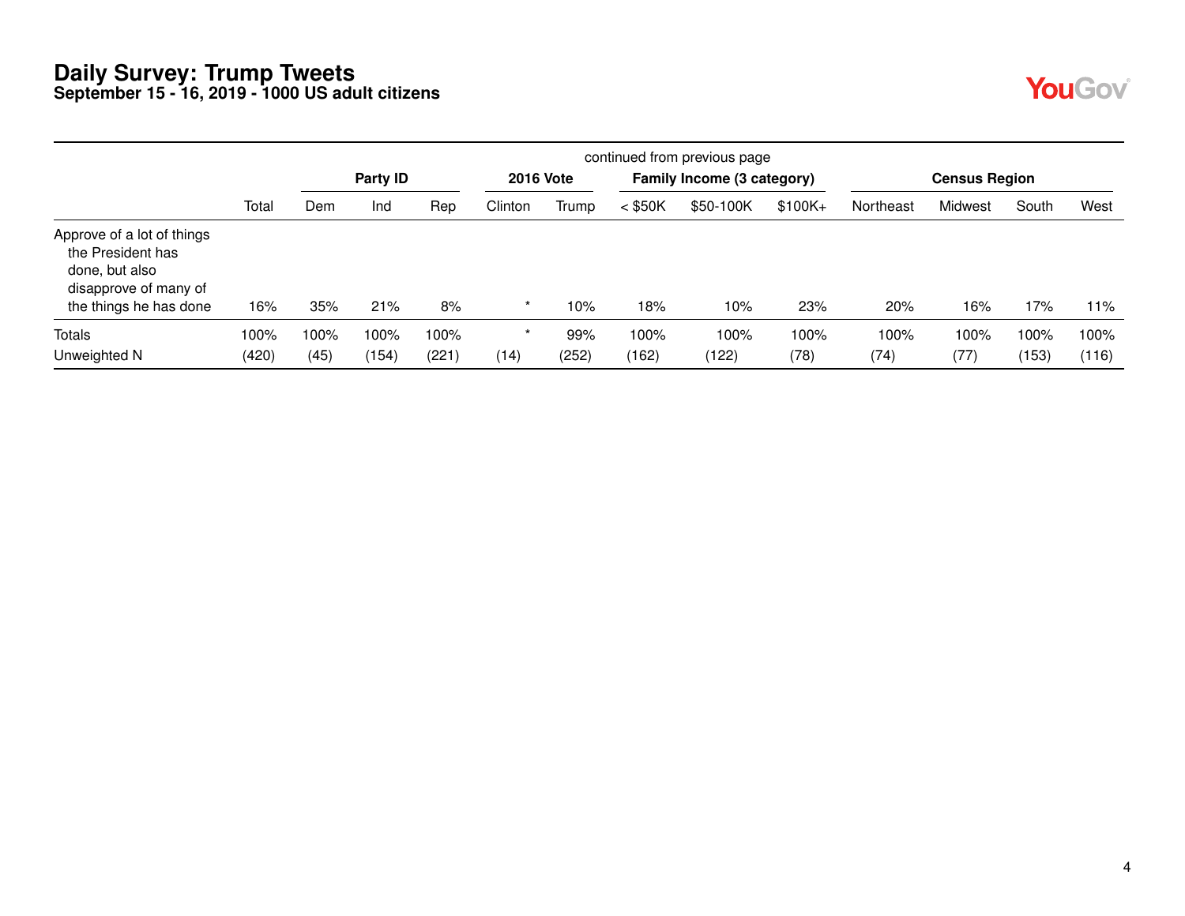# Daily Survey: Trump Tweets

**September 15 - 16, 2019 - 1000 US adult citizens**

continued from previous page

| | | Party ID | | | 2016 Vote | | Family Income (3 category) | | | Census Region | | | |
|---|---|---|---|---|---|---|---|---|---|---|---|---|---|
| | Total | Dem | Ind | Rep | Clinton | Trump | < $50K | $50-100K | $100K+ | Northeast | Midwest | South | West |
| Approve of a lot of things the President has done, but also disapprove of many of the things he has done | 16% | 35% | 21% | 8% | * | 10% | 18% | 10% | 23% | 20% | 16% | 17% | 11% |
| Totals | 100% | 100% | 100% | 100% | * | 99% | 100% | 100% | 100% | 100% | 100% | 100% | 100% |
| Unweighted N | (420) | (45) | (154) | (221) | (14) | (252) | (162) | (122) | (78) | (74) | (77) | (153) | (116) |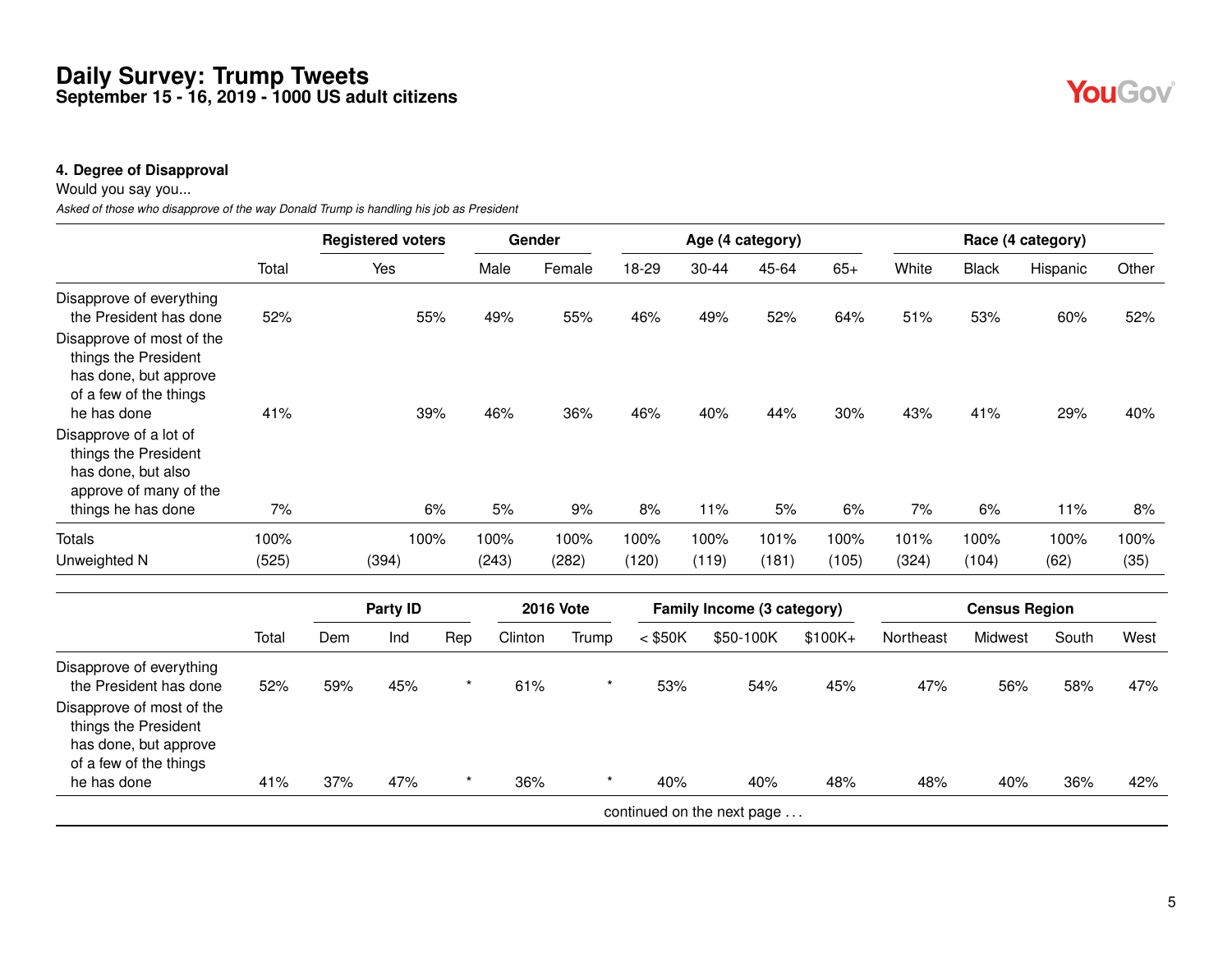# Daily Survey: Trump Tweets
**September 15 - 16, 2019 - 1000 US adult citizens**

**4. Degree of Disapproval**

Would you say you...

*Asked of those who disapprove of the way Donald Trump is handling his job as President*

| | Total | Registered voters | Gender | | Age (4 category) | | | | Race (4 category) | | | |
|---|---|---|---|---|---|---|---|---|---|---|---|---|
| | | Yes | Male | Female | 18-29 | 30-44 | 45-64 | 65+ | White | Black | Hispanic | Other |
| Disapprove of everything the President has done | 52% | 55% | 49% | 55% | 46% | 49% | 52% | 64% | 51% | 53% | 60% | 52% |
| Disapprove of most of the things the President has done, but approve of a few of the things he has done | 41% | 39% | 46% | 36% | 46% | 40% | 44% | 30% | 43% | 41% | 29% | 40% |
| Disapprove of a lot of things the President has done, but also approve of many of the things he has done | 7% | 6% | 5% | 9% | 8% | 11% | 5% | 6% | 7% | 6% | 11% | 8% |
| Totals | 100% | 100% | 100% | 100% | 100% | 100% | 101% | 100% | 101% | 100% | 100% | 100% |
| Unweighted N | (525) | (394) | (243) | (282) | (120) | (119) | (181) | (105) | (324) | (104) | (62) | (35) |

| | Total | Party ID | | | 2016 Vote | | Family Income (3 category) | | | Census Region | | | |
|---|---|---|---|---|---|---|---|---|---|---|---|---|---|
| | | Dem | Ind | Rep | Clinton | Trump | < $50K | $50-100K | $100K+ | Northeast | Midwest | South | West |
| Disapprove of everything the President has done | 52% | 59% | 45% | * | 61% | * | 53% | 54% | 45% | 47% | 56% | 58% | 47% |
| Disapprove of most of the things the President has done, but approve of a few of the things he has done | 41% | 37% | 47% | * | 36% | * | 40% | 40% | 48% | 48% | 40% | 36% | 42% |

continued on the next page . . .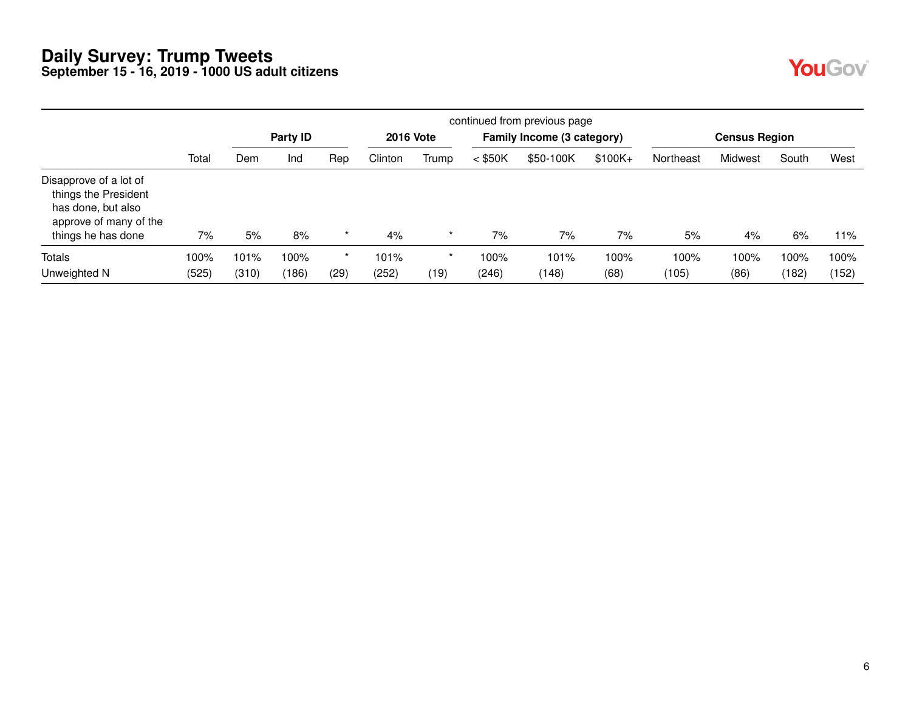# Daily Survey: Trump Tweets

**September 15 - 16, 2019 - 1000 US adult citizens**

continued from previous page

| | | Party ID | | | 2016 Vote | | Family Income (3 category) | | | Census Region | | | |
|---|---|---|---|---|---|---|---|---|---|---|---|---|---|
| | Total | Dem | Ind | Rep | Clinton | Trump | < $50K | $50-100K | $100K+ | Northeast | Midwest | South | West |
| Disapprove of a lot of things the President has done, but also approve of many of the things he has done | 7% | 5% | 8% | * | 4% | * | 7% | 7% | 7% | 5% | 4% | 6% | 11% |
| Totals | 100% | 101% | 100% | * | 101% | * | 100% | 101% | 100% | 100% | 100% | 100% | 100% |
| Unweighted N | (525) | (310) | (186) | (29) | (252) | (19) | (246) | (148) | (68) | (105) | (86) | (182) | (152) |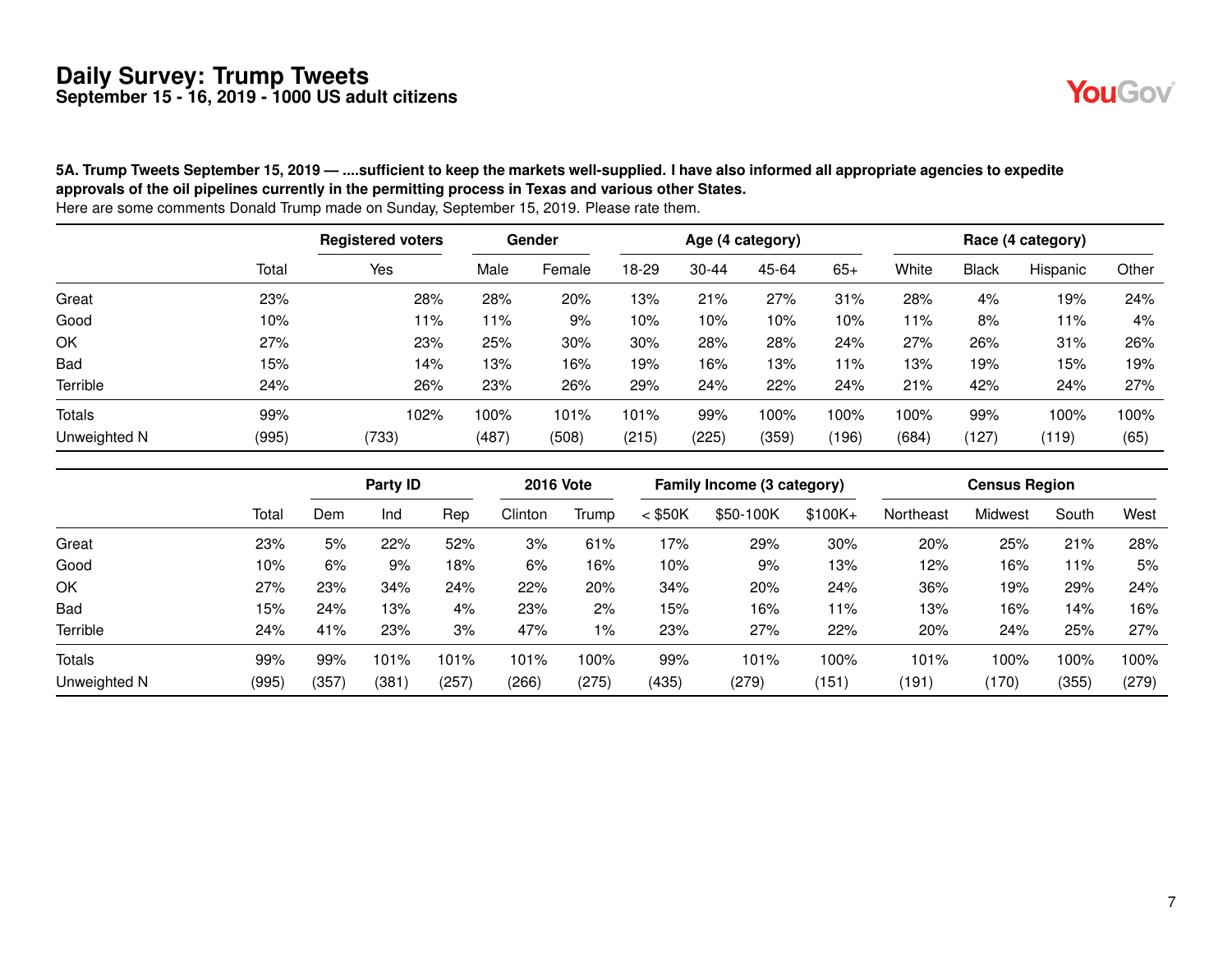# Daily Survey: Trump Tweets

## September 15 - 16, 2019 - 1000 US adult citizens

**5A. Trump Tweets September 15, 2019 — ....sufficient to keep the markets well-supplied. I have also informed all appropriate agencies to expedite approvals of the oil pipelines currently in the permitting process in Texas and various other States.**

Here are some comments Donald Trump made on Sunday, September 15, 2019. Please rate them.

| | | Registered voters | Gender | | Age (4 category) | | | | Race (4 category) | | | |
|---|---|---|---|---|---|---|---|---|---|---|---|---|
| | Total | Yes | Male | Female | 18-29 | 30-44 | 45-64 | 65+ | White | Black | Hispanic | Other |
| Great | 23% | 28% | 28% | 20% | 13% | 21% | 27% | 31% | 28% | 4% | 19% | 24% |
| Good | 10% | 11% | 11% | 9% | 10% | 10% | 10% | 10% | 11% | 8% | 11% | 4% |
| OK | 27% | 23% | 25% | 30% | 30% | 28% | 28% | 24% | 27% | 26% | 31% | 26% |
| Bad | 15% | 14% | 13% | 16% | 19% | 16% | 13% | 11% | 13% | 19% | 15% | 19% |
| Terrible | 24% | 26% | 23% | 26% | 29% | 24% | 22% | 24% | 21% | 42% | 24% | 27% |
| Totals | 99% | 102% | 100% | 101% | 101% | 99% | 100% | 100% | 100% | 99% | 100% | 100% |
| Unweighted N | (995) | (733) | (487) | (508) | (215) | (225) | (359) | (196) | (684) | (127) | (119) | (65) |

| | | Party ID | | | 2016 Vote | | Family Income (3 category) | | | Census Region | | | |
|---|---|---|---|---|---|---|---|---|---|---|---|---|---|
| | Total | Dem | Ind | Rep | Clinton | Trump | < $50K | $50-100K | $100K+ | Northeast | Midwest | South | West |
| Great | 23% | 5% | 22% | 52% | 3% | 61% | 17% | 29% | 30% | 20% | 25% | 21% | 28% |
| Good | 10% | 6% | 9% | 18% | 6% | 16% | 10% | 9% | 13% | 12% | 16% | 11% | 5% |
| OK | 27% | 23% | 34% | 24% | 22% | 20% | 34% | 20% | 24% | 36% | 19% | 29% | 24% |
| Bad | 15% | 24% | 13% | 4% | 23% | 2% | 15% | 16% | 11% | 13% | 16% | 14% | 16% |
| Terrible | 24% | 41% | 23% | 3% | 47% | 1% | 23% | 27% | 22% | 20% | 24% | 25% | 27% |
| Totals | 99% | 99% | 101% | 101% | 101% | 100% | 99% | 101% | 100% | 101% | 100% | 100% | 100% |
| Unweighted N | (995) | (357) | (381) | (257) | (266) | (275) | (435) | (279) | (151) | (191) | (170) | (355) | (279) |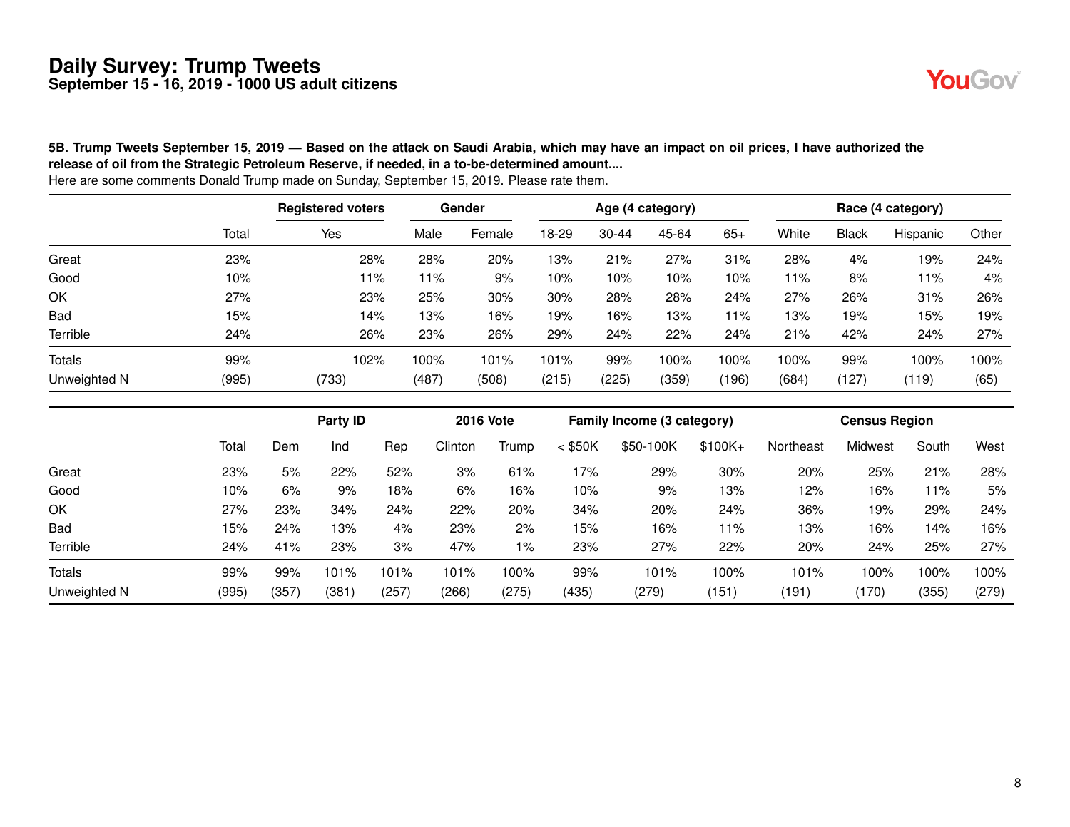# Daily Survey: Trump Tweets

**September 15 - 16, 2019 - 1000 US adult citizens**

**5B. Trump Tweets September 15, 2019 — Based on the attack on Saudi Arabia, which may have an impact on oil prices, I have authorized the release of oil from the Strategic Petroleum Reserve, if needed, in a to-be-determined amount....**

Here are some comments Donald Trump made on Sunday, September 15, 2019. Please rate them.

| | | Registered voters | Gender | | Age (4 category) | | | | Race (4 category) | | | |
|---|---|---|---|---|---|---|---|---|---|---|---|---|
| | Total | Yes | Male | Female | 18-29 | 30-44 | 45-64 | 65+ | White | Black | Hispanic | Other |
| Great | 23% | 28% | 28% | 20% | 13% | 21% | 27% | 31% | 28% | 4% | 19% | 24% |
| Good | 10% | 11% | 11% | 9% | 10% | 10% | 10% | 10% | 11% | 8% | 11% | 4% |
| OK | 27% | 23% | 25% | 30% | 30% | 28% | 28% | 24% | 27% | 26% | 31% | 26% |
| Bad | 15% | 14% | 13% | 16% | 19% | 16% | 13% | 11% | 13% | 19% | 15% | 19% |
| Terrible | 24% | 26% | 23% | 26% | 29% | 24% | 22% | 24% | 21% | 42% | 24% | 27% |
| Totals | 99% | 102% | 100% | 101% | 101% | 99% | 100% | 100% | 100% | 99% | 100% | 100% |
| Unweighted N | (995) | (733) | (487) | (508) | (215) | (225) | (359) | (196) | (684) | (127) | (119) | (65) |

| | | Party ID | | | 2016 Vote | | Family Income (3 category) | | | Census Region | | | |
|---|---|---|---|---|---|---|---|---|---|---|---|---|---|
| | Total | Dem | Ind | Rep | Clinton | Trump | < $50K | $50-100K | $100K+ | Northeast | Midwest | South | West |
| Great | 23% | 5% | 22% | 52% | 3% | 61% | 17% | 29% | 30% | 20% | 25% | 21% | 28% |
| Good | 10% | 6% | 9% | 18% | 6% | 16% | 10% | 9% | 13% | 12% | 16% | 11% | 5% |
| OK | 27% | 23% | 34% | 24% | 22% | 20% | 34% | 20% | 24% | 36% | 19% | 29% | 24% |
| Bad | 15% | 24% | 13% | 4% | 23% | 2% | 15% | 16% | 11% | 13% | 16% | 14% | 16% |
| Terrible | 24% | 41% | 23% | 3% | 47% | 1% | 23% | 27% | 22% | 20% | 24% | 25% | 27% |
| Totals | 99% | 99% | 101% | 101% | 101% | 100% | 99% | 101% | 100% | 101% | 100% | 100% | 100% |
| Unweighted N | (995) | (357) | (381) | (257) | (266) | (275) | (435) | (279) | (151) | (191) | (170) | (355) | (279) |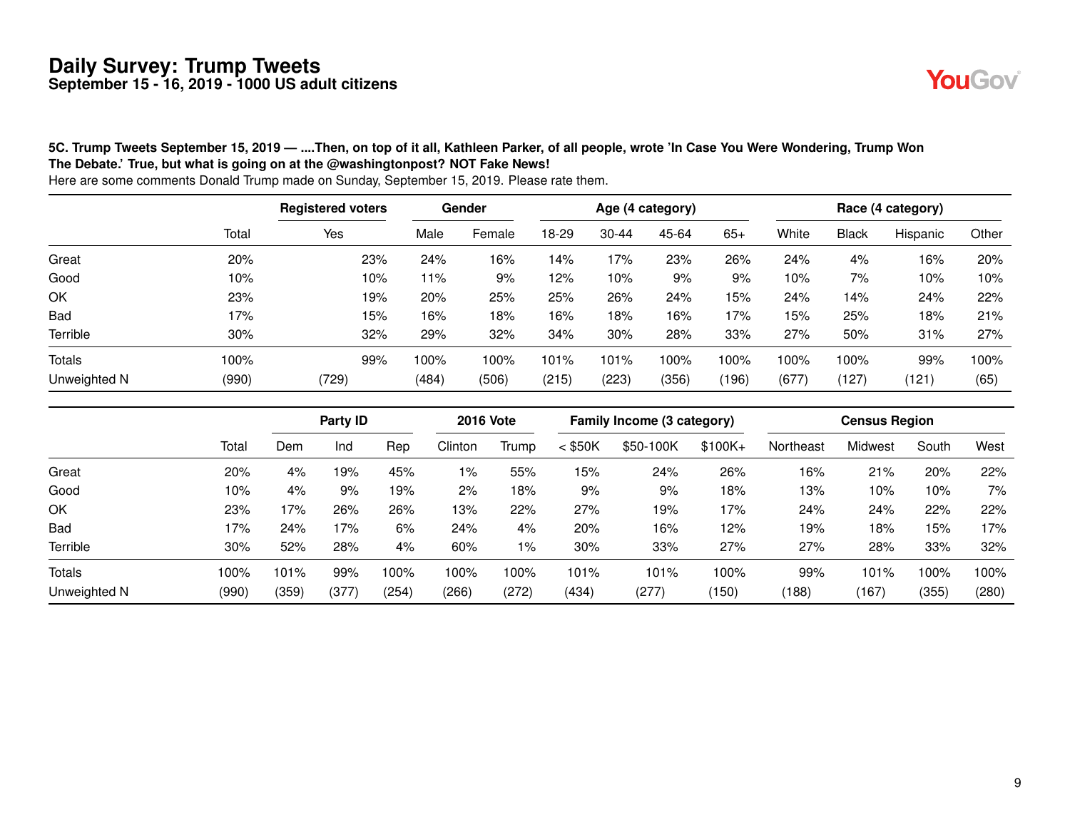# Daily Survey: Trump Tweets

## September 15 - 16, 2019 - 1000 US adult citizens

**5C. Trump Tweets September 15, 2019 — ....Then, on top of it all, Kathleen Parker, of all people, wrote 'In Case You Were Wondering, Trump Won The Debate.' True, but what is going on at the @washingtonpost? NOT Fake News!**

Here are some comments Donald Trump made on Sunday, September 15, 2019. Please rate them.

| | | Registered voters | Gender | | Age (4 category) | | | | Race (4 category) | | | |
|---|---|---|---|---|---|---|---|---|---|---|---|---|
| | Total | Yes | Male | Female | 18-29 | 30-44 | 45-64 | 65+ | White | Black | Hispanic | Other |
| Great | 20% | 23% | 24% | 16% | 14% | 17% | 23% | 26% | 24% | 4% | 16% | 20% |
| Good | 10% | 10% | 11% | 9% | 12% | 10% | 9% | 9% | 10% | 7% | 10% | 10% |
| OK | 23% | 19% | 20% | 25% | 25% | 26% | 24% | 15% | 24% | 14% | 24% | 22% |
| Bad | 17% | 15% | 16% | 18% | 16% | 18% | 16% | 17% | 15% | 25% | 18% | 21% |
| Terrible | 30% | 32% | 29% | 32% | 34% | 30% | 28% | 33% | 27% | 50% | 31% | 27% |
| Totals | 100% | 99% | 100% | 100% | 101% | 101% | 100% | 100% | 100% | 100% | 99% | 100% |
| Unweighted N | (990) | (729) | (484) | (506) | (215) | (223) | (356) | (196) | (677) | (127) | (121) | (65) |

| | | Party ID | | | 2016 Vote | | Family Income (3 category) | | | Census Region | | | |
|---|---|---|---|---|---|---|---|---|---|---|---|---|---|
| | Total | Dem | Ind | Rep | Clinton | Trump | < $50K | $50-100K | $100K+ | Northeast | Midwest | South | West |
| Great | 20% | 4% | 19% | 45% | 1% | 55% | 15% | 24% | 26% | 16% | 21% | 20% | 22% |
| Good | 10% | 4% | 9% | 19% | 2% | 18% | 9% | 9% | 18% | 13% | 10% | 10% | 7% |
| OK | 23% | 17% | 26% | 26% | 13% | 22% | 27% | 19% | 17% | 24% | 24% | 22% | 22% |
| Bad | 17% | 24% | 17% | 6% | 24% | 4% | 20% | 16% | 12% | 19% | 18% | 15% | 17% |
| Terrible | 30% | 52% | 28% | 4% | 60% | 1% | 30% | 33% | 27% | 27% | 28% | 33% | 32% |
| Totals | 100% | 101% | 99% | 100% | 100% | 100% | 101% | 101% | 100% | 99% | 101% | 100% | 100% |
| Unweighted N | (990) | (359) | (377) | (254) | (266) | (272) | (434) | (277) | (150) | (188) | (167) | (355) | (280) |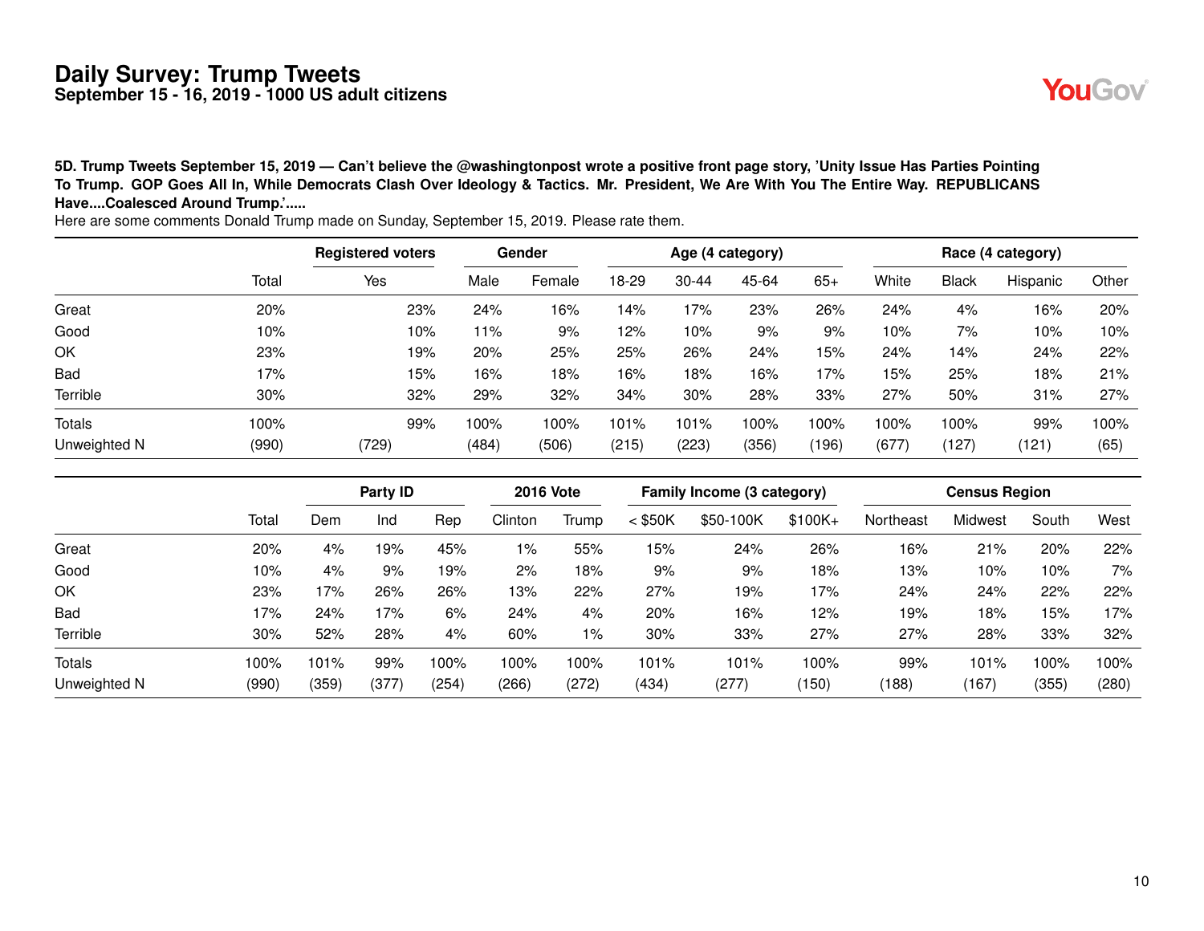# Daily Survey: Trump Tweets

## September 15 - 16, 2019 - 1000 US adult citizens

**5D. Trump Tweets September 15, 2019 — Can't believe the @washingtonpost wrote a positive front page story, 'Unity Issue Has Parties Pointing To Trump. GOP Goes All In, While Democrats Clash Over Ideology & Tactics. Mr. President, We Are With You The Entire Way. REPUBLICANS Have....Coalesced Around Trump.'.....**

Here are some comments Donald Trump made on Sunday, September 15, 2019. Please rate them.

| | | Registered voters | Gender | | Age (4 category) | | | | Race (4 category) | | | |
|---|---|---|---|---|---|---|---|---|---|---|---|---|
| | Total | Yes | Male | Female | 18-29 | 30-44 | 45-64 | 65+ | White | Black | Hispanic | Other |
| Great | 20% | 23% | 24% | 16% | 14% | 17% | 23% | 26% | 24% | 4% | 16% | 20% |
| Good | 10% | 10% | 11% | 9% | 12% | 10% | 9% | 9% | 10% | 7% | 10% | 10% |
| OK | 23% | 19% | 20% | 25% | 25% | 26% | 24% | 15% | 24% | 14% | 24% | 22% |
| Bad | 17% | 15% | 16% | 18% | 16% | 18% | 16% | 17% | 15% | 25% | 18% | 21% |
| Terrible | 30% | 32% | 29% | 32% | 34% | 30% | 28% | 33% | 27% | 50% | 31% | 27% |
| Totals | 100% | 99% | 100% | 100% | 101% | 101% | 100% | 100% | 100% | 100% | 99% | 100% |
| Unweighted N | (990) | (729) | (484) | (506) | (215) | (223) | (356) | (196) | (677) | (127) | (121) | (65) |

| | | Party ID | | | 2016 Vote | | Family Income (3 category) | | | Census Region | | | |
|---|---|---|---|---|---|---|---|---|---|---|---|---|---|
| | Total | Dem | Ind | Rep | Clinton | Trump | < $50K | $50-100K | $100K+ | Northeast | Midwest | South | West |
| Great | 20% | 4% | 19% | 45% | 1% | 55% | 15% | 24% | 26% | 16% | 21% | 20% | 22% |
| Good | 10% | 4% | 9% | 19% | 2% | 18% | 9% | 9% | 18% | 13% | 10% | 10% | 7% |
| OK | 23% | 17% | 26% | 26% | 13% | 22% | 27% | 19% | 17% | 24% | 24% | 22% | 22% |
| Bad | 17% | 24% | 17% | 6% | 24% | 4% | 20% | 16% | 12% | 19% | 18% | 15% | 17% |
| Terrible | 30% | 52% | 28% | 4% | 60% | 1% | 30% | 33% | 27% | 27% | 28% | 33% | 32% |
| Totals | 100% | 101% | 99% | 100% | 100% | 100% | 101% | 101% | 100% | 99% | 101% | 100% | 100% |
| Unweighted N | (990) | (359) | (377) | (254) | (266) | (272) | (434) | (277) | (150) | (188) | (167) | (355) | (280) |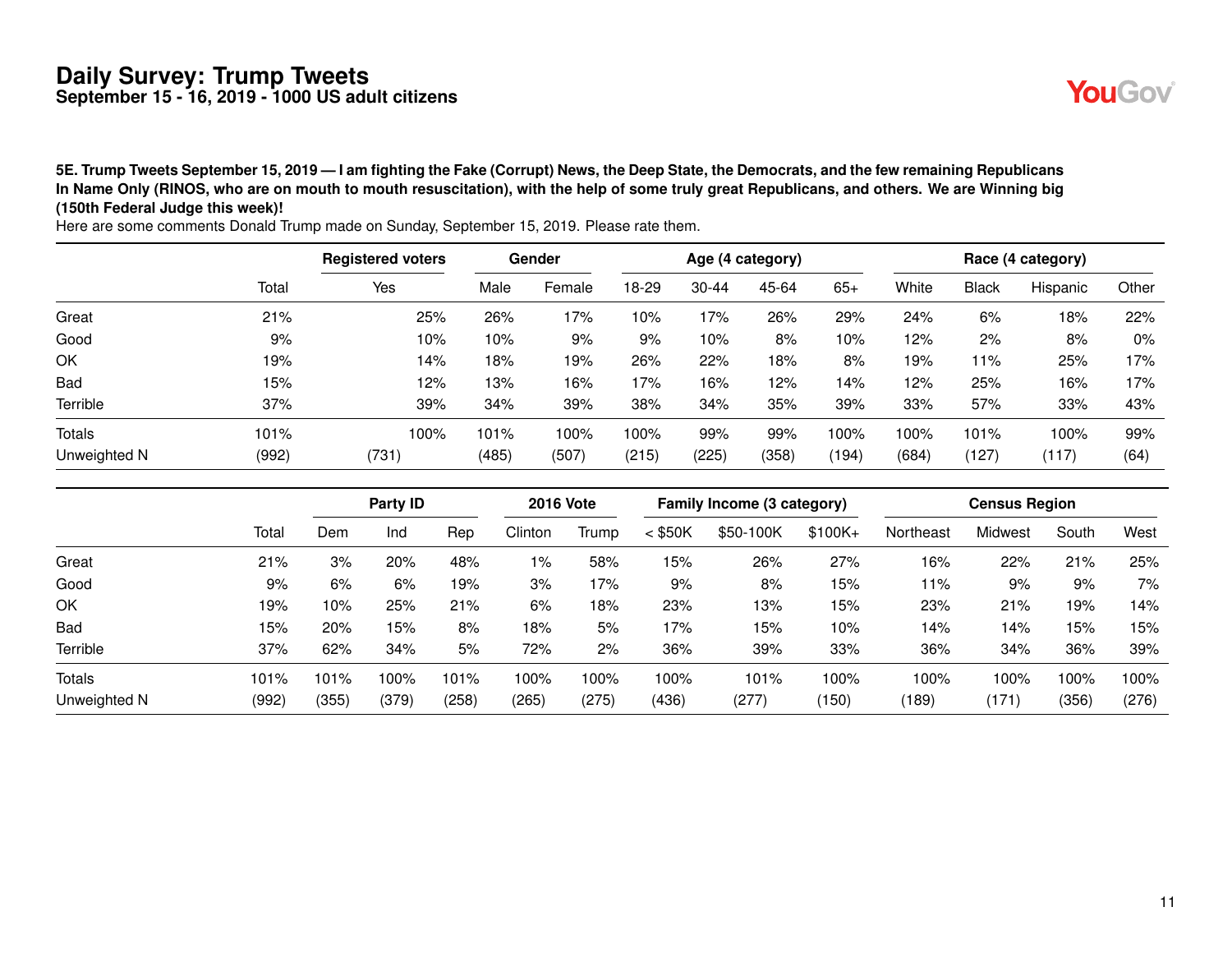# Daily Survey: Trump Tweets

## September 15 - 16, 2019 - 1000 US adult citizens

**5E. Trump Tweets September 15, 2019 — I am fighting the Fake (Corrupt) News, the Deep State, the Democrats, and the few remaining Republicans In Name Only (RINOS, who are on mouth to mouth resuscitation), with the help of some truly great Republicans, and others. We are Winning big (150th Federal Judge this week)!**

Here are some comments Donald Trump made on Sunday, September 15, 2019. Please rate them.

| | | Registered voters | Gender | | Age (4 category) | | | | Race (4 category) | | | |
|---|---|---|---|---|---|---|---|---|---|---|---|---|
| | Total | Yes | Male | Female | 18-29 | 30-44 | 45-64 | 65+ | White | Black | Hispanic | Other |
| Great | 21% | 25% | 26% | 17% | 10% | 17% | 26% | 29% | 24% | 6% | 18% | 22% |
| Good | 9% | 10% | 10% | 9% | 9% | 10% | 8% | 10% | 12% | 2% | 8% | 0% |
| OK | 19% | 14% | 18% | 19% | 26% | 22% | 18% | 8% | 19% | 11% | 25% | 17% |
| Bad | 15% | 12% | 13% | 16% | 17% | 16% | 12% | 14% | 12% | 25% | 16% | 17% |
| Terrible | 37% | 39% | 34% | 39% | 38% | 34% | 35% | 39% | 33% | 57% | 33% | 43% |
| Totals | 101% | 100% | 101% | 100% | 100% | 99% | 99% | 100% | 100% | 101% | 100% | 99% |
| Unweighted N | (992) | (731) | (485) | (507) | (215) | (225) | (358) | (194) | (684) | (127) | (117) | (64) |

| | | Party ID | | | 2016 Vote | | Family Income (3 category) | | | Census Region | | | |
|---|---|---|---|---|---|---|---|---|---|---|---|---|---|
| | Total | Dem | Ind | Rep | Clinton | Trump | < $50K | $50-100K | $100K+ | Northeast | Midwest | South | West |
| Great | 21% | 3% | 20% | 48% | 1% | 58% | 15% | 26% | 27% | 16% | 22% | 21% | 25% |
| Good | 9% | 6% | 6% | 19% | 3% | 17% | 9% | 8% | 15% | 11% | 9% | 9% | 7% |
| OK | 19% | 10% | 25% | 21% | 6% | 18% | 23% | 13% | 15% | 23% | 21% | 19% | 14% |
| Bad | 15% | 20% | 15% | 8% | 18% | 5% | 17% | 15% | 10% | 14% | 14% | 15% | 15% |
| Terrible | 37% | 62% | 34% | 5% | 72% | 2% | 36% | 39% | 33% | 36% | 34% | 36% | 39% |
| Totals | 101% | 101% | 100% | 101% | 100% | 100% | 100% | 101% | 100% | 100% | 100% | 100% | 100% |
| Unweighted N | (992) | (355) | (379) | (258) | (265) | (275) | (436) | (277) | (150) | (189) | (171) | (356) | (276) |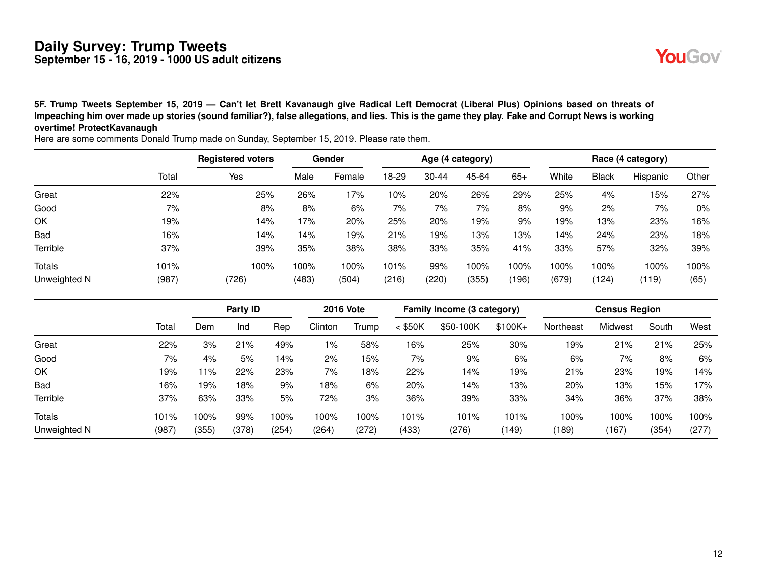# Daily Survey: Trump Tweets

## September 15 - 16, 2019 - 1000 US adult citizens

**5F. Trump Tweets September 15, 2019 — Can't let Brett Kavanaugh give Radical Left Democrat (Liberal Plus) Opinions based on threats of Impeaching him over made up stories (sound familiar?), false allegations, and lies. This is the game they play. Fake and Corrupt News is working overtime! ProtectKavanaugh**

Here are some comments Donald Trump made on Sunday, September 15, 2019. Please rate them.

| | | Registered voters | Gender | | Age (4 category) | | | | Race (4 category) | | | |
|---|---|---|---|---|---|---|---|---|---|---|---|---|
| | Total | Yes | Male | Female | 18-29 | 30-44 | 45-64 | 65+ | White | Black | Hispanic | Other |
| Great | 22% | 25% | 26% | 17% | 10% | 20% | 26% | 29% | 25% | 4% | 15% | 27% |
| Good | 7% | 8% | 8% | 6% | 7% | 7% | 7% | 8% | 9% | 2% | 7% | 0% |
| OK | 19% | 14% | 17% | 20% | 25% | 20% | 19% | 9% | 19% | 13% | 23% | 16% |
| Bad | 16% | 14% | 14% | 19% | 21% | 19% | 13% | 13% | 14% | 24% | 23% | 18% |
| Terrible | 37% | 39% | 35% | 38% | 38% | 33% | 35% | 41% | 33% | 57% | 32% | 39% |
| Totals | 101% | 100% | 100% | 100% | 101% | 99% | 100% | 100% | 100% | 100% | 100% | 100% |
| Unweighted N | (987) | (726) | (483) | (504) | (216) | (220) | (355) | (196) | (679) | (124) | (119) | (65) |

| | | Party ID | | | 2016 Vote | | Family Income (3 category) | | | Census Region | | | |
|---|---|---|---|---|---|---|---|---|---|---|---|---|---|
| | Total | Dem | Ind | Rep | Clinton | Trump | < $50K | $50-100K | $100K+ | Northeast | Midwest | South | West |
| Great | 22% | 3% | 21% | 49% | 1% | 58% | 16% | 25% | 30% | 19% | 21% | 21% | 25% |
| Good | 7% | 4% | 5% | 14% | 2% | 15% | 7% | 9% | 6% | 6% | 7% | 8% | 6% |
| OK | 19% | 11% | 22% | 23% | 7% | 18% | 22% | 14% | 19% | 21% | 23% | 19% | 14% |
| Bad | 16% | 19% | 18% | 9% | 18% | 6% | 20% | 14% | 13% | 20% | 13% | 15% | 17% |
| Terrible | 37% | 63% | 33% | 5% | 72% | 3% | 36% | 39% | 33% | 34% | 36% | 37% | 38% |
| Totals | 101% | 100% | 99% | 100% | 100% | 100% | 101% | 101% | 101% | 100% | 100% | 100% | 100% |
| Unweighted N | (987) | (355) | (378) | (254) | (264) | (272) | (433) | (276) | (149) | (189) | (167) | (354) | (277) |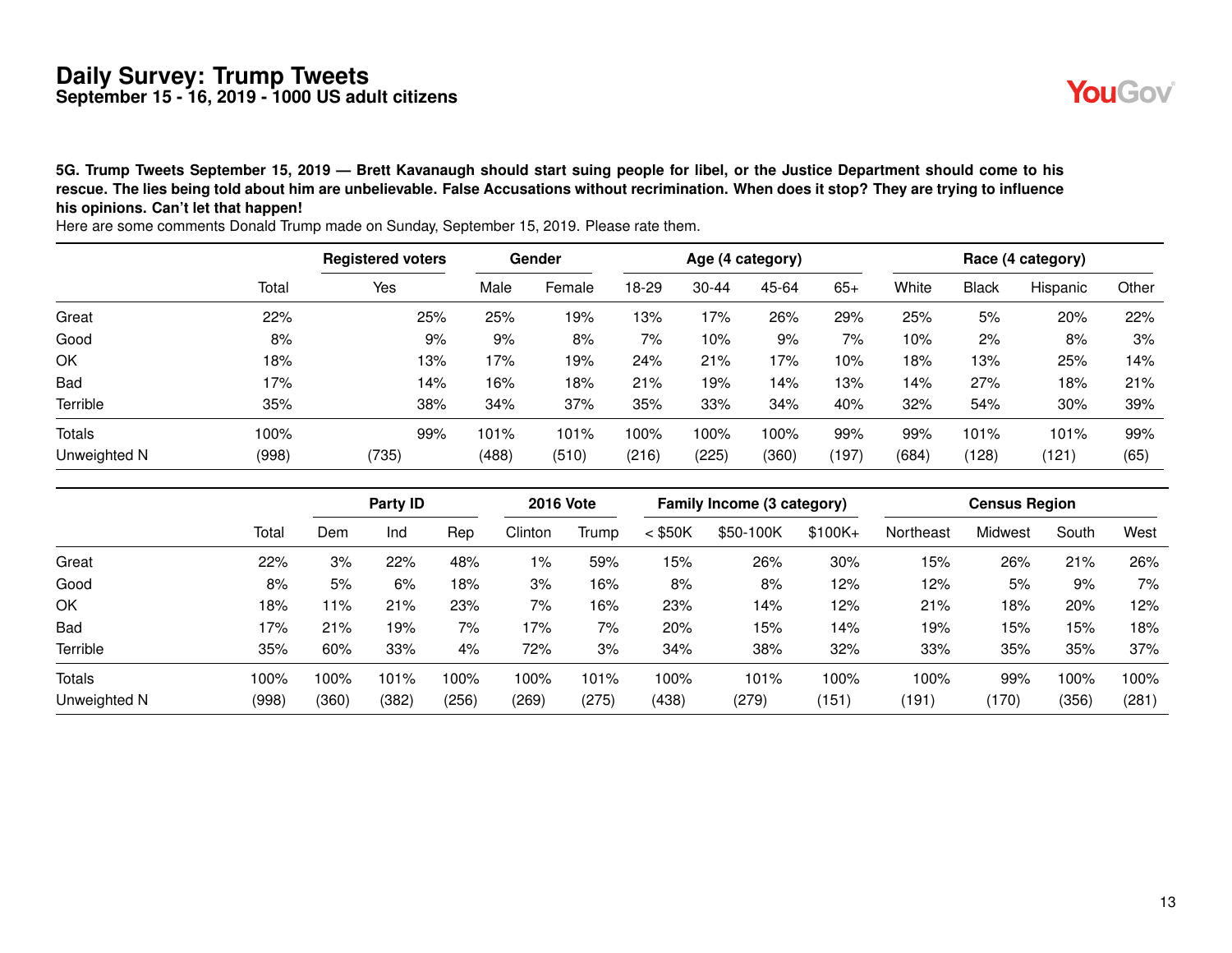# Daily Survey: Trump Tweets

## September 15 - 16, 2019 - 1000 US adult citizens

**5G. Trump Tweets September 15, 2019 — Brett Kavanaugh should start suing people for libel, or the Justice Department should come to his rescue. The lies being told about him are unbelievable. False Accusations without recrimination. When does it stop? They are trying to influence his opinions. Can't let that happen!**

Here are some comments Donald Trump made on Sunday, September 15, 2019. Please rate them.

| | | Registered voters | Gender | | Age (4 category) | | | | Race (4 category) | | | |
|---|---|---|---|---|---|---|---|---|---|---|---|---|
| | Total | Yes | Male | Female | 18-29 | 30-44 | 45-64 | 65+ | White | Black | Hispanic | Other |
| Great | 22% | 25% | 25% | 19% | 13% | 17% | 26% | 29% | 25% | 5% | 20% | 22% |
| Good | 8% | 9% | 9% | 8% | 7% | 10% | 9% | 7% | 10% | 2% | 8% | 3% |
| OK | 18% | 13% | 17% | 19% | 24% | 21% | 17% | 10% | 18% | 13% | 25% | 14% |
| Bad | 17% | 14% | 16% | 18% | 21% | 19% | 14% | 13% | 14% | 27% | 18% | 21% |
| Terrible | 35% | 38% | 34% | 37% | 35% | 33% | 34% | 40% | 32% | 54% | 30% | 39% |
| Totals | 100% | 99% | 101% | 101% | 100% | 100% | 100% | 99% | 99% | 101% | 101% | 99% |
| Unweighted N | (998) | (735) | (488) | (510) | (216) | (225) | (360) | (197) | (684) | (128) | (121) | (65) |

| | | Party ID | | | 2016 Vote | | Family Income (3 category) | | | Census Region | | | |
|---|---|---|---|---|---|---|---|---|---|---|---|---|---|
| | Total | Dem | Ind | Rep | Clinton | Trump | < $50K | $50-100K | $100K+ | Northeast | Midwest | South | West |
| Great | 22% | 3% | 22% | 48% | 1% | 59% | 15% | 26% | 30% | 15% | 26% | 21% | 26% |
| Good | 8% | 5% | 6% | 18% | 3% | 16% | 8% | 8% | 12% | 12% | 5% | 9% | 7% |
| OK | 18% | 11% | 21% | 23% | 7% | 16% | 23% | 14% | 12% | 21% | 18% | 20% | 12% |
| Bad | 17% | 21% | 19% | 7% | 17% | 7% | 20% | 15% | 14% | 19% | 15% | 15% | 18% |
| Terrible | 35% | 60% | 33% | 4% | 72% | 3% | 34% | 38% | 32% | 33% | 35% | 35% | 37% |
| Totals | 100% | 100% | 101% | 100% | 100% | 101% | 100% | 101% | 100% | 100% | 99% | 100% | 100% |
| Unweighted N | (998) | (360) | (382) | (256) | (269) | (275) | (438) | (279) | (151) | (191) | (170) | (356) | (281) |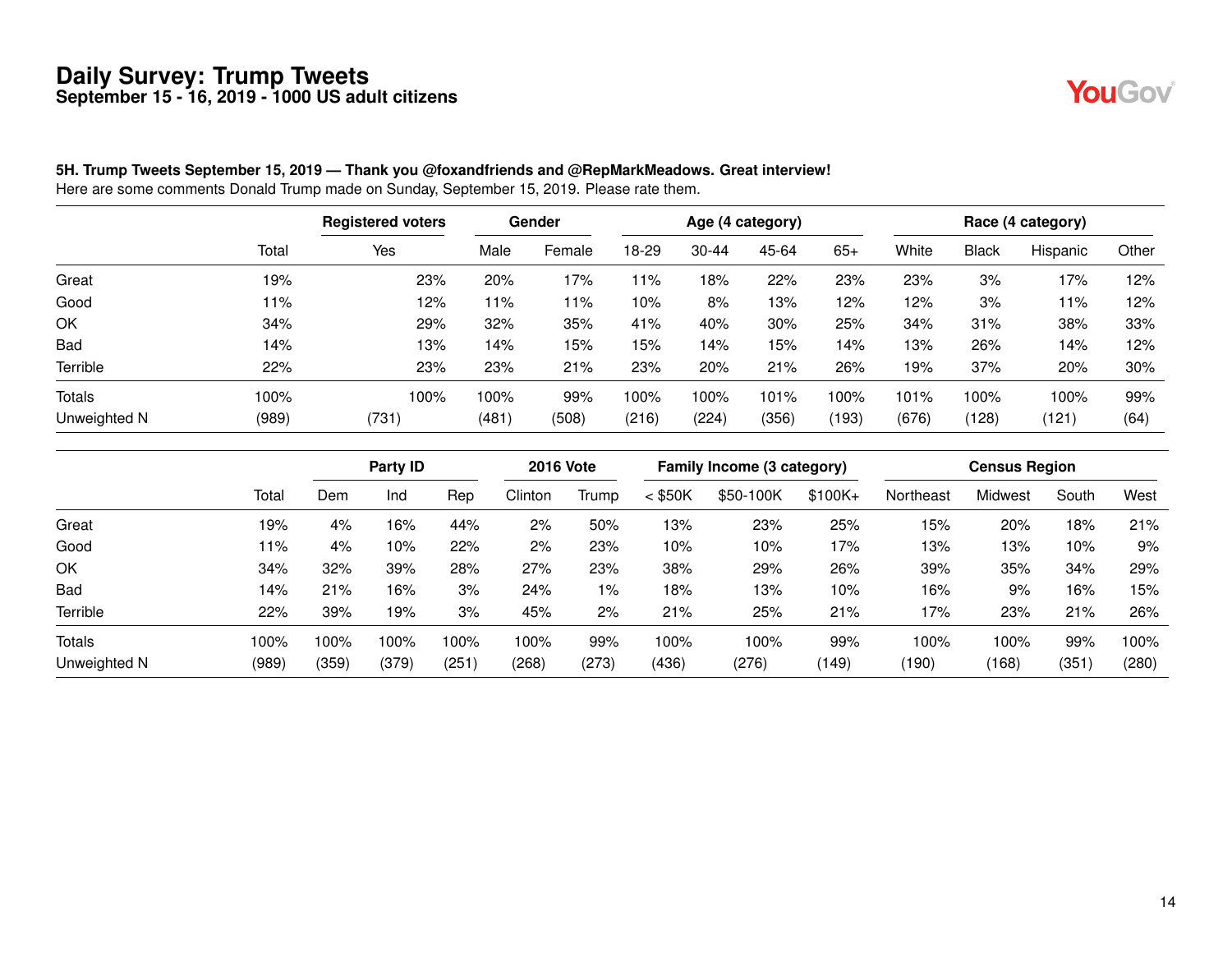# Daily Survey: Trump Tweets

## September 15 - 16, 2019 - 1000 US adult citizens

**5H. Trump Tweets September 15, 2019 — Thank you @foxandfriends and @RepMarkMeadows. Great interview!**

Here are some comments Donald Trump made on Sunday, September 15, 2019. Please rate them.

| | | Registered voters | Gender | | Age (4 category) | | | | Race (4 category) | | | |
|---|---|---|---|---|---|---|---|---|---|---|---|---|
| | Total | Yes | Male | Female | 18-29 | 30-44 | 45-64 | 65+ | White | Black | Hispanic | Other |
| Great | 19% | 23% | 20% | 17% | 11% | 18% | 22% | 23% | 23% | 3% | 17% | 12% |
| Good | 11% | 12% | 11% | 11% | 10% | 8% | 13% | 12% | 12% | 3% | 11% | 12% |
| OK | 34% | 29% | 32% | 35% | 41% | 40% | 30% | 25% | 34% | 31% | 38% | 33% |
| Bad | 14% | 13% | 14% | 15% | 15% | 14% | 15% | 14% | 13% | 26% | 14% | 12% |
| Terrible | 22% | 23% | 23% | 21% | 23% | 20% | 21% | 26% | 19% | 37% | 20% | 30% |
| Totals | 100% | 100% | 100% | 99% | 100% | 100% | 101% | 100% | 101% | 100% | 100% | 99% |
| Unweighted N | (989) | (731) | (481) | (508) | (216) | (224) | (356) | (193) | (676) | (128) | (121) | (64) |

| | | Party ID | | | 2016 Vote | | Family Income (3 category) | | | Census Region | | | |
|---|---|---|---|---|---|---|---|---|---|---|---|---|---|
| | Total | Dem | Ind | Rep | Clinton | Trump | < $50K | $50-100K | $100K+ | Northeast | Midwest | South | West |
| Great | 19% | 4% | 16% | 44% | 2% | 50% | 13% | 23% | 25% | 15% | 20% | 18% | 21% |
| Good | 11% | 4% | 10% | 22% | 2% | 23% | 10% | 10% | 17% | 13% | 13% | 10% | 9% |
| OK | 34% | 32% | 39% | 28% | 27% | 23% | 38% | 29% | 26% | 39% | 35% | 34% | 29% |
| Bad | 14% | 21% | 16% | 3% | 24% | 1% | 18% | 13% | 10% | 16% | 9% | 16% | 15% |
| Terrible | 22% | 39% | 19% | 3% | 45% | 2% | 21% | 25% | 21% | 17% | 23% | 21% | 26% |
| Totals | 100% | 100% | 100% | 100% | 100% | 99% | 100% | 100% | 99% | 100% | 100% | 99% | 100% |
| Unweighted N | (989) | (359) | (379) | (251) | (268) | (273) | (436) | (276) | (149) | (190) | (168) | (351) | (280) |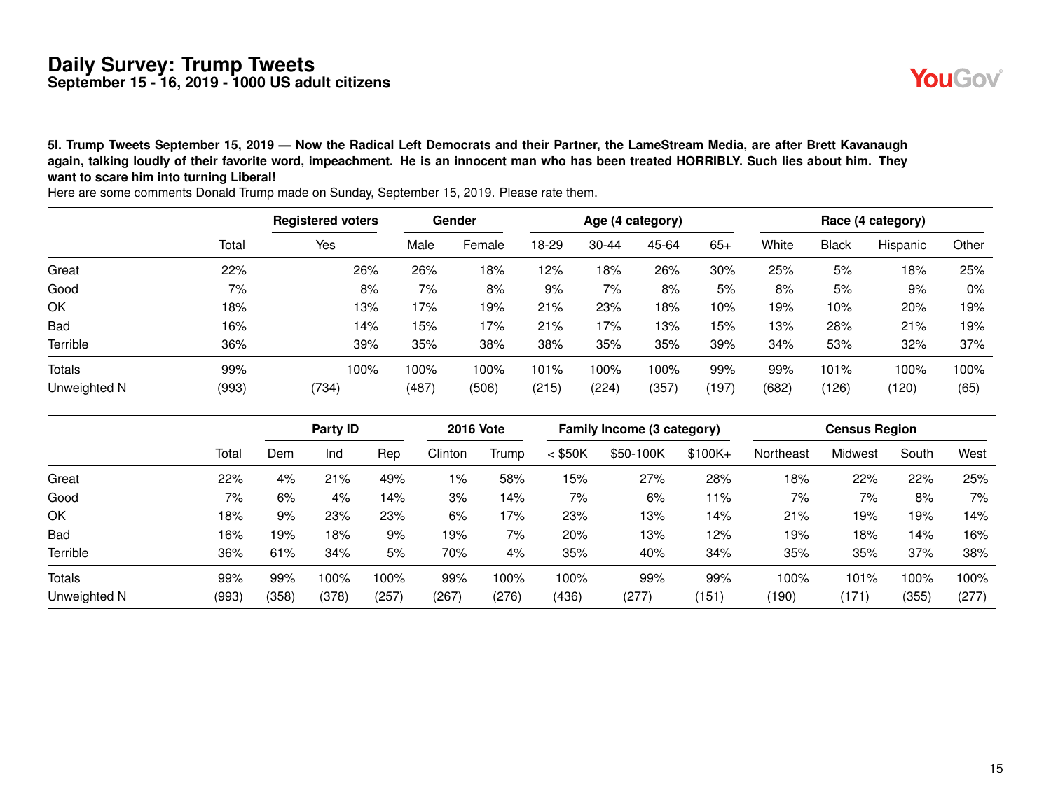# Daily Survey: Trump Tweets

## September 15 - 16, 2019 - 1000 US adult citizens

**5I. Trump Tweets September 15, 2019 — Now the Radical Left Democrats and their Partner, the LameStream Media, are after Brett Kavanaugh again, talking loudly of their favorite word, impeachment. He is an innocent man who has been treated HORRIBLY. Such lies about him. They want to scare him into turning Liberal!**

Here are some comments Donald Trump made on Sunday, September 15, 2019. Please rate them.

| | | Registered voters | Gender | | Age (4 category) | | | | Race (4 category) | | | |
|---|---|---|---|---|---|---|---|---|---|---|---|---|
| | Total | Yes | Male | Female | 18-29 | 30-44 | 45-64 | 65+ | White | Black | Hispanic | Other |
| Great | 22% | 26% | 26% | 18% | 12% | 18% | 26% | 30% | 25% | 5% | 18% | 25% |
| Good | 7% | 8% | 7% | 8% | 9% | 7% | 8% | 5% | 8% | 5% | 9% | 0% |
| OK | 18% | 13% | 17% | 19% | 21% | 23% | 18% | 10% | 19% | 10% | 20% | 19% |
| Bad | 16% | 14% | 15% | 17% | 21% | 17% | 13% | 15% | 13% | 28% | 21% | 19% |
| Terrible | 36% | 39% | 35% | 38% | 38% | 35% | 35% | 39% | 34% | 53% | 32% | 37% |
| Totals | 99% | 100% | 100% | 100% | 101% | 100% | 100% | 99% | 99% | 101% | 100% | 100% |
| Unweighted N | (993) | (734) | (487) | (506) | (215) | (224) | (357) | (197) | (682) | (126) | (120) | (65) |

| | | Party ID | | | 2016 Vote | | Family Income (3 category) | | | Census Region | | | |
|---|---|---|---|---|---|---|---|---|---|---|---|---|---|
| | Total | Dem | Ind | Rep | Clinton | Trump | < $50K | $50-100K | $100K+ | Northeast | Midwest | South | West |
| Great | 22% | 4% | 21% | 49% | 1% | 58% | 15% | 27% | 28% | 18% | 22% | 22% | 25% |
| Good | 7% | 6% | 4% | 14% | 3% | 14% | 7% | 6% | 11% | 7% | 7% | 8% | 7% |
| OK | 18% | 9% | 23% | 23% | 6% | 17% | 23% | 13% | 14% | 21% | 19% | 19% | 14% |
| Bad | 16% | 19% | 18% | 9% | 19% | 7% | 20% | 13% | 12% | 19% | 18% | 14% | 16% |
| Terrible | 36% | 61% | 34% | 5% | 70% | 4% | 35% | 40% | 34% | 35% | 35% | 37% | 38% |
| Totals | 99% | 99% | 100% | 100% | 99% | 100% | 100% | 99% | 99% | 100% | 101% | 100% | 100% |
| Unweighted N | (993) | (358) | (378) | (257) | (267) | (276) | (436) | (277) | (151) | (190) | (171) | (355) | (277) |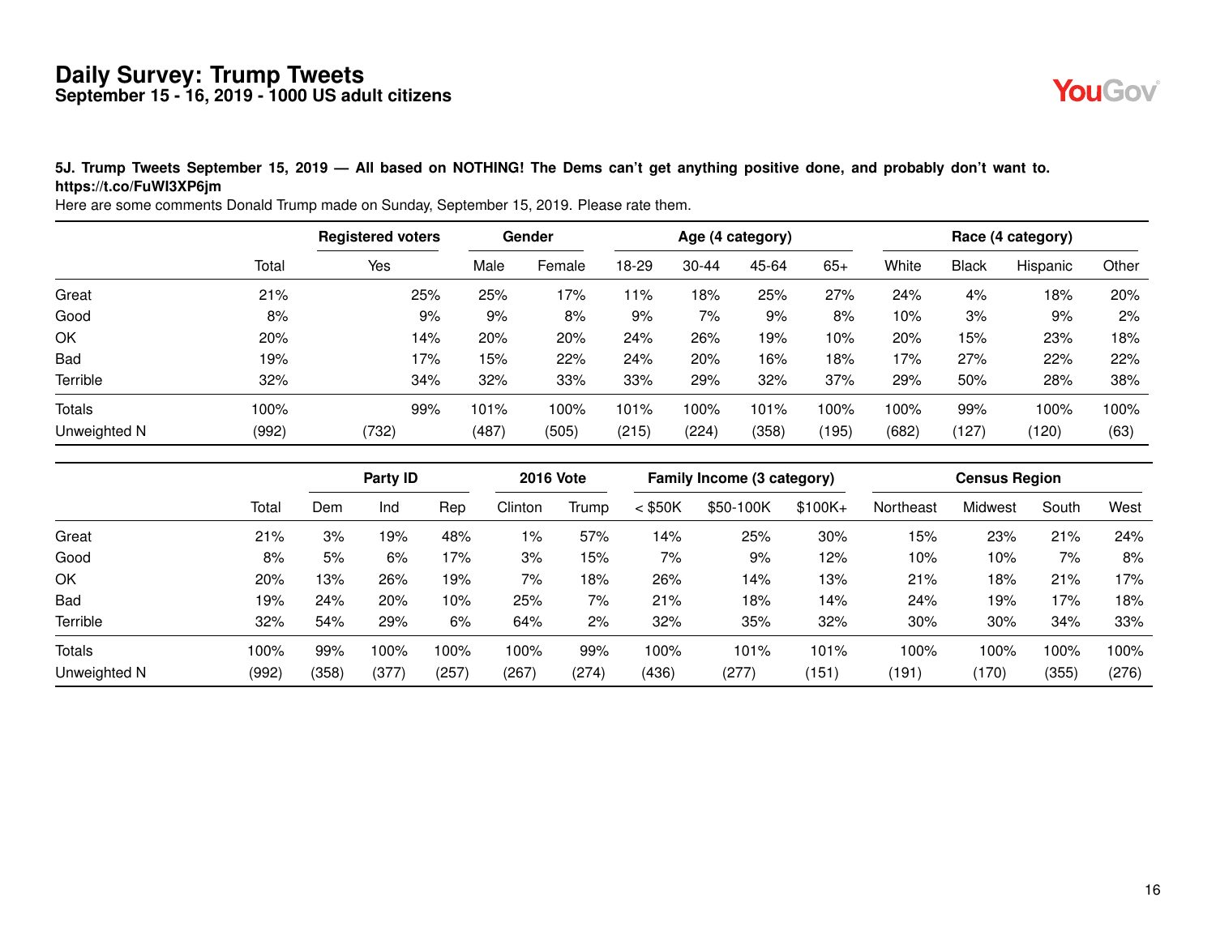# Daily Survey: Trump Tweets

## September 15 - 16, 2019 - 1000 US adult citizens

**5J. Trump Tweets September 15, 2019 — All based on NOTHING! The Dems can't get anything positive done, and probably don't want to. https://t.co/FuWI3XP6jm**

Here are some comments Donald Trump made on Sunday, September 15, 2019. Please rate them.

| | | Registered voters | Gender | | Age (4 category) | | | | Race (4 category) | | | |
|---|---|---|---|---|---|---|---|---|---|---|---|---|
| | Total | Yes | Male | Female | 18-29 | 30-44 | 45-64 | 65+ | White | Black | Hispanic | Other |
| Great | 21% | 25% | 25% | 17% | 11% | 18% | 25% | 27% | 24% | 4% | 18% | 20% |
| Good | 8% | 9% | 9% | 8% | 9% | 7% | 9% | 8% | 10% | 3% | 9% | 2% |
| OK | 20% | 14% | 20% | 20% | 24% | 26% | 19% | 10% | 20% | 15% | 23% | 18% |
| Bad | 19% | 17% | 15% | 22% | 24% | 20% | 16% | 18% | 17% | 27% | 22% | 22% |
| Terrible | 32% | 34% | 32% | 33% | 33% | 29% | 32% | 37% | 29% | 50% | 28% | 38% |
| Totals | 100% | 99% | 101% | 100% | 101% | 100% | 101% | 100% | 100% | 99% | 100% | 100% |
| Unweighted N | (992) | (732) | (487) | (505) | (215) | (224) | (358) | (195) | (682) | (127) | (120) | (63) |

| | | Party ID | | | 2016 Vote | | Family Income (3 category) | | | Census Region | | | |
|---|---|---|---|---|---|---|---|---|---|---|---|---|---|
| | Total | Dem | Ind | Rep | Clinton | Trump | < $50K | $50-100K | $100K+ | Northeast | Midwest | South | West |
| Great | 21% | 3% | 19% | 48% | 1% | 57% | 14% | 25% | 30% | 15% | 23% | 21% | 24% |
| Good | 8% | 5% | 6% | 17% | 3% | 15% | 7% | 9% | 12% | 10% | 10% | 7% | 8% |
| OK | 20% | 13% | 26% | 19% | 7% | 18% | 26% | 14% | 13% | 21% | 18% | 21% | 17% |
| Bad | 19% | 24% | 20% | 10% | 25% | 7% | 21% | 18% | 14% | 24% | 19% | 17% | 18% |
| Terrible | 32% | 54% | 29% | 6% | 64% | 2% | 32% | 35% | 32% | 30% | 30% | 34% | 33% |
| Totals | 100% | 99% | 100% | 100% | 100% | 99% | 100% | 101% | 101% | 100% | 100% | 100% | 100% |
| Unweighted N | (992) | (358) | (377) | (257) | (267) | (274) | (436) | (277) | (151) | (191) | (170) | (355) | (276) |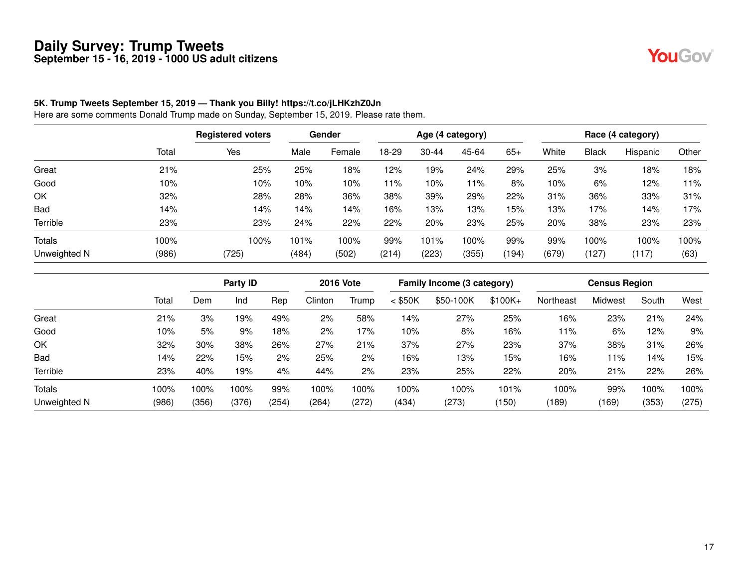# Daily Survey: Trump Tweets

**September 15 - 16, 2019 - 1000 US adult citizens**

**5K. Trump Tweets September 15, 2019 — Thank you Billy! https://t.co/jLHKzhZ0Jn**

Here are some comments Donald Trump made on Sunday, September 15, 2019. Please rate them.

| | | Registered voters | Gender | | Age (4 category) | | | | Race (4 category) | | | |
|---|---|---|---|---|---|---|---|---|---|---|---|---|
| | Total | Yes | Male | Female | 18-29 | 30-44 | 45-64 | 65+ | White | Black | Hispanic | Other |
| Great | 21% | 25% | 25% | 18% | 12% | 19% | 24% | 29% | 25% | 3% | 18% | 18% |
| Good | 10% | 10% | 10% | 10% | 11% | 10% | 11% | 8% | 10% | 6% | 12% | 11% |
| OK | 32% | 28% | 28% | 36% | 38% | 39% | 29% | 22% | 31% | 36% | 33% | 31% |
| Bad | 14% | 14% | 14% | 14% | 16% | 13% | 13% | 15% | 13% | 17% | 14% | 17% |
| Terrible | 23% | 23% | 24% | 22% | 22% | 20% | 23% | 25% | 20% | 38% | 23% | 23% |
| Totals | 100% | 100% | 101% | 100% | 99% | 101% | 100% | 99% | 99% | 100% | 100% | 100% |
| Unweighted N | (986) | (725) | (484) | (502) | (214) | (223) | (355) | (194) | (679) | (127) | (117) | (63) |

| | | Party ID | | | 2016 Vote | | Family Income (3 category) | | | Census Region | | | |
|---|---|---|---|---|---|---|---|---|---|---|---|---|---|
| | Total | Dem | Ind | Rep | Clinton | Trump | < $50K | $50-100K | $100K+ | Northeast | Midwest | South | West |
| Great | 21% | 3% | 19% | 49% | 2% | 58% | 14% | 27% | 25% | 16% | 23% | 21% | 24% |
| Good | 10% | 5% | 9% | 18% | 2% | 17% | 10% | 8% | 16% | 11% | 6% | 12% | 9% |
| OK | 32% | 30% | 38% | 26% | 27% | 21% | 37% | 27% | 23% | 37% | 38% | 31% | 26% |
| Bad | 14% | 22% | 15% | 2% | 25% | 2% | 16% | 13% | 15% | 16% | 11% | 14% | 15% |
| Terrible | 23% | 40% | 19% | 4% | 44% | 2% | 23% | 25% | 22% | 20% | 21% | 22% | 26% |
| Totals | 100% | 100% | 100% | 99% | 100% | 100% | 100% | 100% | 101% | 100% | 99% | 100% | 100% |
| Unweighted N | (986) | (356) | (376) | (254) | (264) | (272) | (434) | (273) | (150) | (189) | (169) | (353) | (275) |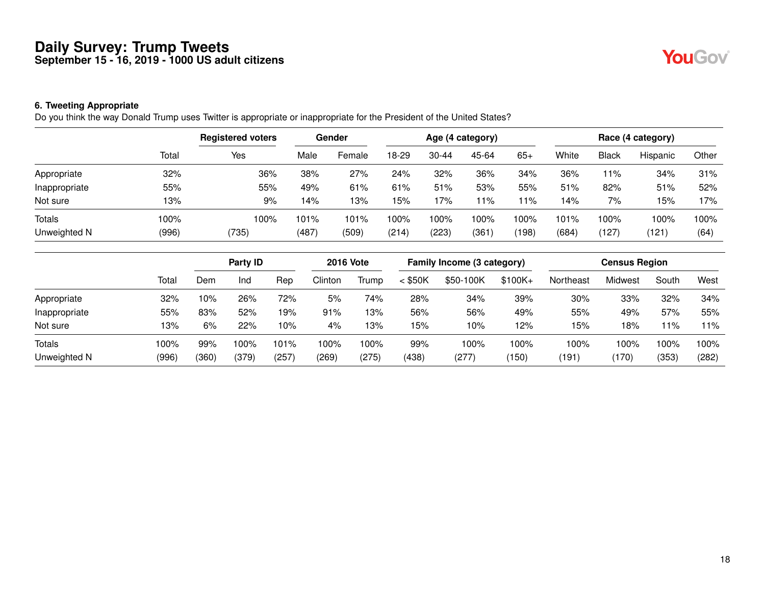# Daily Survey: Trump Tweets

**September 15 - 16, 2019 - 1000 US adult citizens**

### 6. Tweeting Appropriate

Do you think the way Donald Trump uses Twitter is appropriate or inappropriate for the President of the United States?

| | | Registered voters | Gender | | Age (4 category) | | | | Race (4 category) | | | |
|---|---|---|---|---|---|---|---|---|---|---|---|---|
| | Total | Yes | Male | Female | 18-29 | 30-44 | 45-64 | 65+ | White | Black | Hispanic | Other |
| Appropriate | 32% | 36% | 38% | 27% | 24% | 32% | 36% | 34% | 36% | 11% | 34% | 31% |
| Inappropriate | 55% | 55% | 49% | 61% | 61% | 51% | 53% | 55% | 51% | 82% | 51% | 52% |
| Not sure | 13% | 9% | 14% | 13% | 15% | 17% | 11% | 11% | 14% | 7% | 15% | 17% |
| Totals | 100% | 100% | 101% | 101% | 100% | 100% | 100% | 100% | 101% | 100% | 100% | 100% |
| Unweighted N | (996) | (735) | (487) | (509) | (214) | (223) | (361) | (198) | (684) | (127) | (121) | (64) |

| | | Party ID | | | 2016 Vote | | Family Income (3 category) | | | Census Region | | | |
|---|---|---|---|---|---|---|---|---|---|---|---|---|---|
| | Total | Dem | Ind | Rep | Clinton | Trump | < $50K | $50-100K | $100K+ | Northeast | Midwest | South | West |
| Appropriate | 32% | 10% | 26% | 72% | 5% | 74% | 28% | 34% | 39% | 30% | 33% | 32% | 34% |
| Inappropriate | 55% | 83% | 52% | 19% | 91% | 13% | 56% | 56% | 49% | 55% | 49% | 57% | 55% |
| Not sure | 13% | 6% | 22% | 10% | 4% | 13% | 15% | 10% | 12% | 15% | 18% | 11% | 11% |
| Totals | 100% | 99% | 100% | 101% | 100% | 100% | 99% | 100% | 100% | 100% | 100% | 100% | 100% |
| Unweighted N | (996) | (360) | (379) | (257) | (269) | (275) | (438) | (277) | (150) | (191) | (170) | (353) | (282) |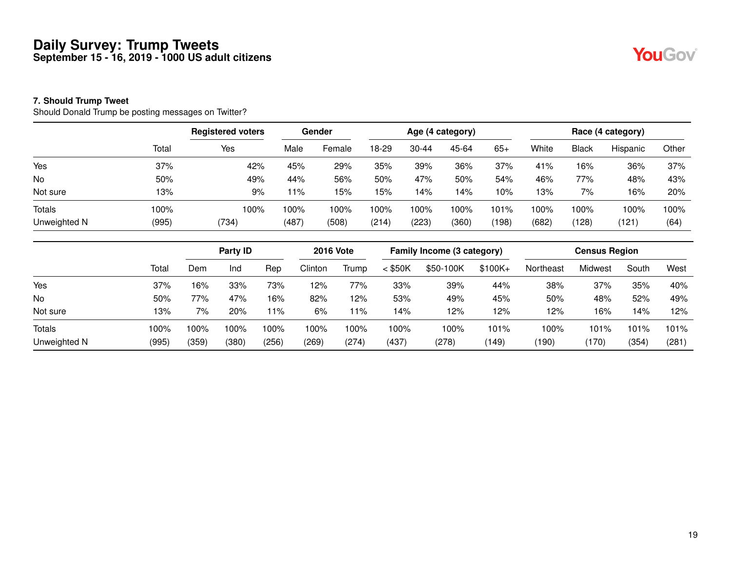# Daily Survey: Trump Tweets

**September 15 - 16, 2019 - 1000 US adult citizens**

**7. Should Trump Tweet**

Should Donald Trump be posting messages on Twitter?

| | | Registered voters | Gender | | Age (4 category) | | | | Race (4 category) | | | |
|---|---|---|---|---|---|---|---|---|---|---|---|---|
| | Total | Yes | Male | Female | 18-29 | 30-44 | 45-64 | 65+ | White | Black | Hispanic | Other |
| Yes | 37% | 42% | 45% | 29% | 35% | 39% | 36% | 37% | 41% | 16% | 36% | 37% |
| No | 50% | 49% | 44% | 56% | 50% | 47% | 50% | 54% | 46% | 77% | 48% | 43% |
| Not sure | 13% | 9% | 11% | 15% | 15% | 14% | 14% | 10% | 13% | 7% | 16% | 20% |
| Totals | 100% | 100% | 100% | 100% | 100% | 100% | 100% | 101% | 100% | 100% | 100% | 100% |
| Unweighted N | (995) | (734) | (487) | (508) | (214) | (223) | (360) | (198) | (682) | (128) | (121) | (64) |

| | | Party ID | | | 2016 Vote | | Family Income (3 category) | | | Census Region | | | |
|---|---|---|---|---|---|---|---|---|---|---|---|---|---|
| | Total | Dem | Ind | Rep | Clinton | Trump | < $50K | $50-100K | $100K+ | Northeast | Midwest | South | West |
| Yes | 37% | 16% | 33% | 73% | 12% | 77% | 33% | 39% | 44% | 38% | 37% | 35% | 40% |
| No | 50% | 77% | 47% | 16% | 82% | 12% | 53% | 49% | 45% | 50% | 48% | 52% | 49% |
| Not sure | 13% | 7% | 20% | 11% | 6% | 11% | 14% | 12% | 12% | 12% | 16% | 14% | 12% |
| Totals | 100% | 100% | 100% | 100% | 100% | 100% | 100% | 100% | 101% | 100% | 101% | 101% | 101% |
| Unweighted N | (995) | (359) | (380) | (256) | (269) | (274) | (437) | (278) | (149) | (190) | (170) | (354) | (281) |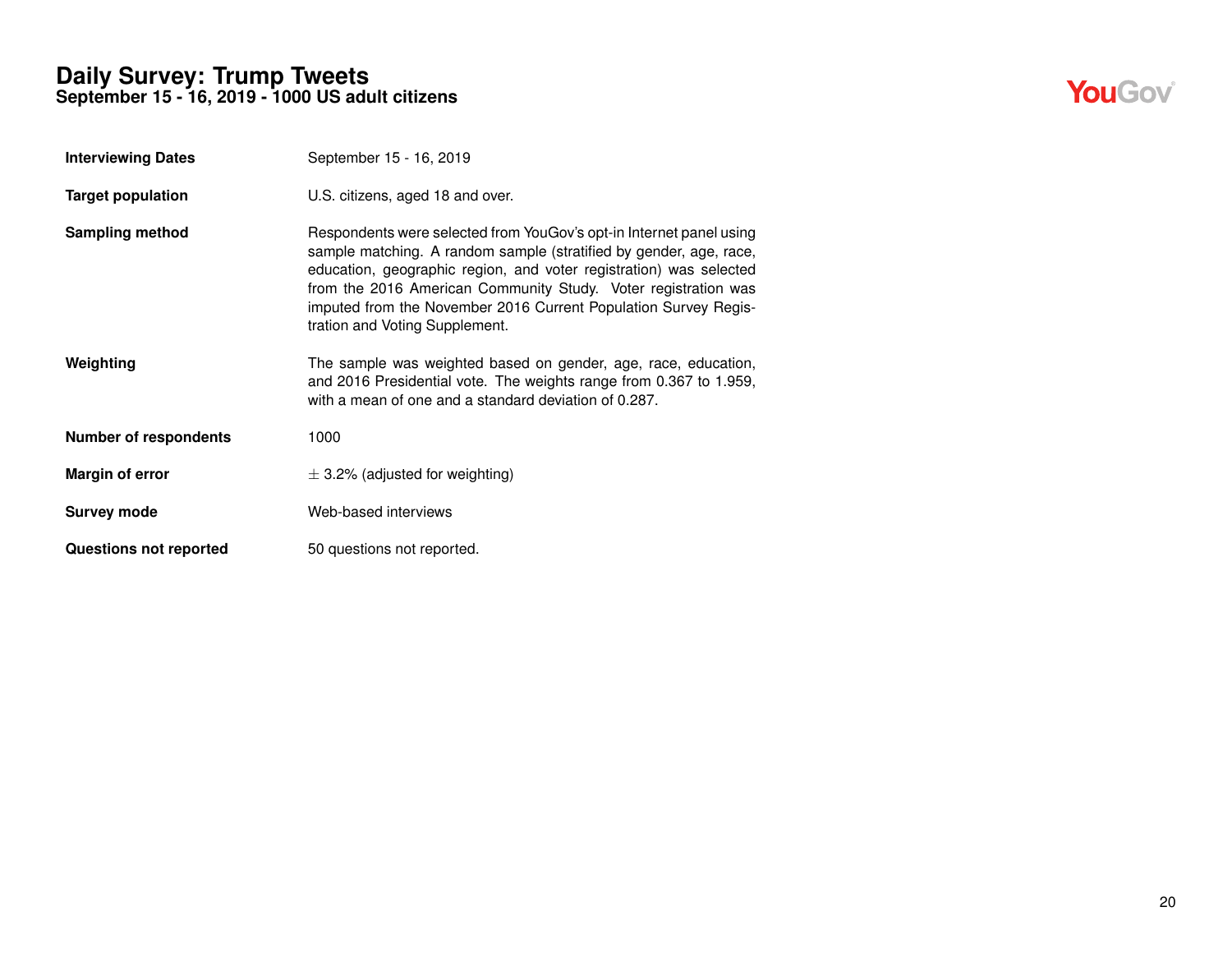# Daily Survey: Trump Tweets

**September 15 - 16, 2019 - 1000 US adult citizens**

| | |
|---|---|
| **Interviewing Dates** | September 15 - 16, 2019 |
| **Target population** | U.S. citizens, aged 18 and over. |
| **Sampling method** | Respondents were selected from YouGov's opt-in Internet panel using sample matching. A random sample (stratified by gender, age, race, education, geographic region, and voter registration) was selected from the 2016 American Community Study. Voter registration was imputed from the November 2016 Current Population Survey Registration and Voting Supplement. |
| **Weighting** | The sample was weighted based on gender, age, race, education, and 2016 Presidential vote. The weights range from 0.367 to 1.959, with a mean of one and a standard deviation of 0.287. |
| **Number of respondents** | 1000 |
| **Margin of error** | $\pm$ 3.2% (adjusted for weighting) |
| **Survey mode** | Web-based interviews |
| **Questions not reported** | 50 questions not reported. |